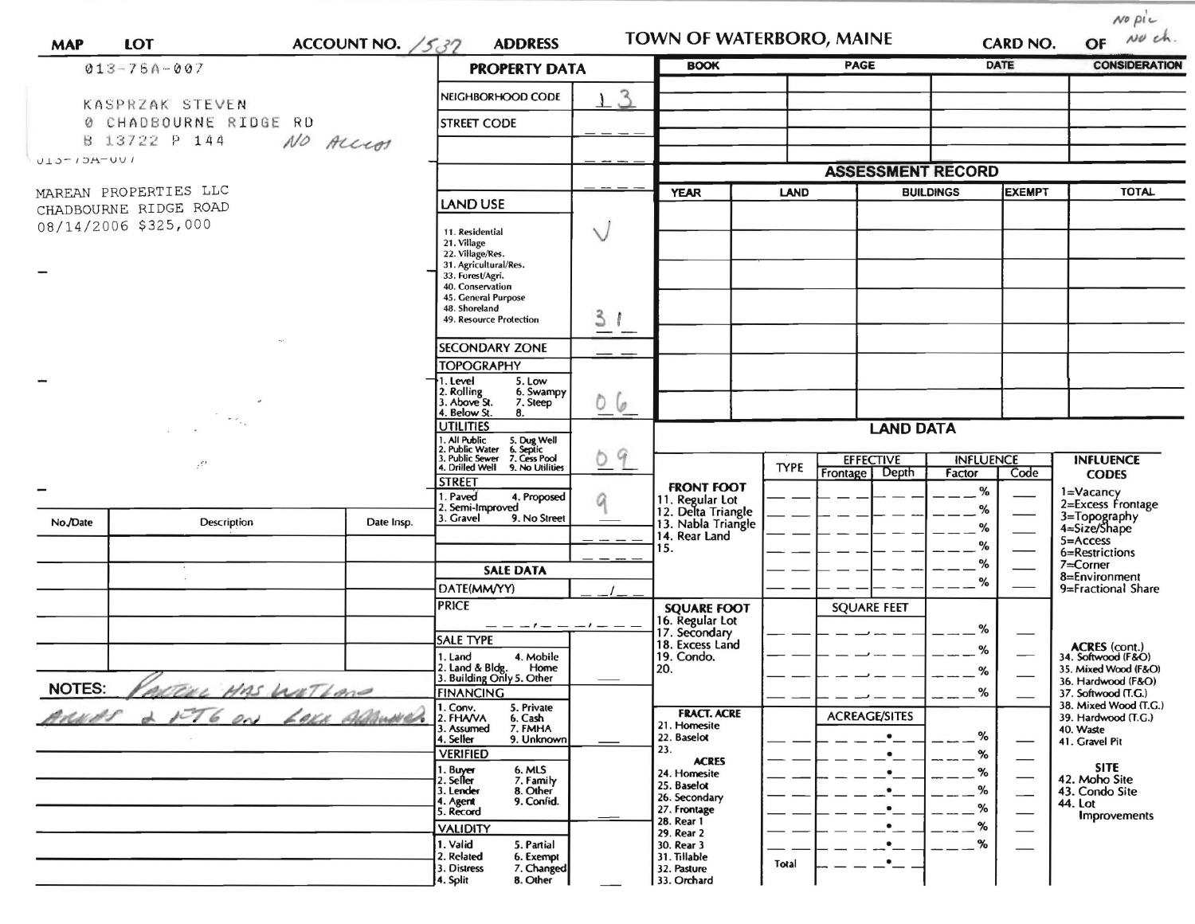No pic
No ch.

| MAP | LOT | ACCOUNT NO. 1537 | ADDRESS | TOWN OF WATERBORO, MAINE | CARD NO. | OF |
|---|---|---|---|---|---|---|

013-75A-007

KASPRZAK STEVEN
0 CHADBOURNE RIDGE RD
B 13722 P 144    NO ACCESS

013-75A-007

MAREAN PROPERTIES LLC
CHADBOURNE RIDGE ROAD
08/14/2006 $325,000

## PROPERTY DATA

| Field | Value |
|---|---|
| NEIGHBORHOOD CODE | 13 |
| STREET CODE | |
| LAND USE (11. Residential, 21. Village, 22. Village/Res., 31. Agricultural/Res., 33. Forest/Agri., 40. Conservation, 45. General Purpose, 48. Shoreland, 49. Resource Protection) | 31 |
| SECONDARY ZONE | |
| TOPOGRAPHY (1. Level, 2. Rolling, 3. Above St., 4. Below St., 5. Low, 6. Swampy, 7. Steep, 8.) | 06 |
| UTILITIES (1. All Public, 2. Public Water, 3. Public Sewer, 4. Drilled Well, 5. Dug Well, 6. Septic, 7. Cess Pool, 9. No Utilities) | 09 |
| STREET (1. Paved, 2. Semi-Improved, 3. Gravel, 4. Proposed, 9. No Street) | 9 |

## SALE DATA

| Field | Value |
|---|---|
| DATE(MM/YY) | |
| PRICE | |
| SALE TYPE (1. Land, 2. Land & Bldg., 3. Building Only, 4. Mobile Home, 5. Other) | |
| FINANCING (1. Conv., 2. FHA/VA, 3. Assumed, 4. Seller, 5. Private, 6. Cash, 7. FMHA, 9. Unknown) | |
| VERIFIED (1. Buyer, 2. Seller, 3. Lender, 4. Agent, 5. Record, 6. MLS, 7. Family, 8. Other, 9. Confid.) | |
| VALIDITY (1. Valid, 2. Related, 3. Distress, 4. Split, 5. Partial, 6. Exempt, 7. Changed, 8. Other) | |

| BOOK | PAGE | DATE | CONSIDERATION |
|---|---|---|---|
| | | | |

## ASSESSMENT RECORD

| YEAR | LAND | BUILDINGS | EXEMPT | TOTAL |
|---|---|---|---|---|
| | | | | |

| No./Date | Description | Date Insp. |
|---|---|---|
| | | |

NOTES: Parcel has wetland areas & ft6 on lake assumed.

## LAND DATA

| | TYPE | EFFECTIVE Frontage | EFFECTIVE Depth | INFLUENCE Factor | INFLUENCE Code |
|---|---|---|---|---|---|
| FRONT FOOT (11. Regular Lot, 12. Delta Triangle, 13. Nabla Triangle, 14. Rear Land, 15.) | | | | % | |
| SQUARE FOOT (16. Regular Lot, 17. Secondary, 18. Excess Land, 19. Condo., 20.) | | SQUARE FEET | | % | |
| FRACT. ACRE (21. Homesite, 22. Baselot, 23.) ACRES (24. Homesite, 25. Baselot, 26. Secondary, 27. Frontage, 28. Rear 1, 29. Rear 2, 30. Rear 3, 31. Tillable, 32. Pasture, 33. Orchard) | | ACREAGE/SITES | | % | |
| | Total | | | | |

**INFLUENCE CODES**
1=Vacancy
2=Excess Frontage
3=Topography
4=Size/Shape
5=Access
6=Restrictions
7=Corner
8=Environment
9=Fractional Share

**ACRES (cont.)**
34. Softwood (F&O)
35. Mixed Wood (F&O)
36. Hardwood (F&O)
37. Softwood (T.G.)
38. Mixed Wood (T.G.)
39. Hardwood (T.G.)
40. Waste
41. Gravel Pit

**SITE**
42. Moho Site
43. Condo Site
44. Lot Improvements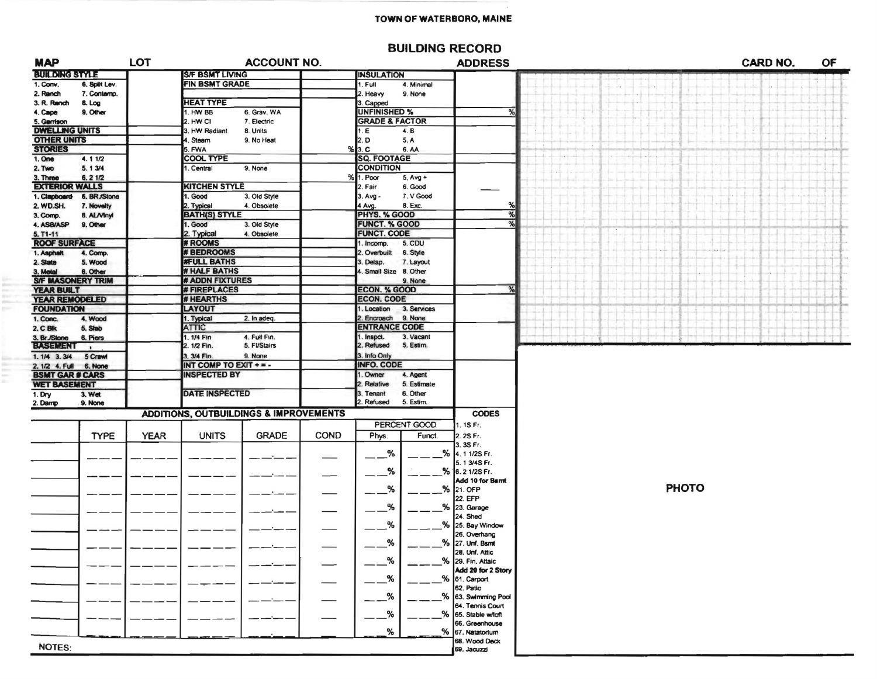TOWN OF WATERBORO, MAINE

# BUILDING RECORD

MAP | LOT | ACCOUNT NO. | ADDRESS | CARD NO. | OF

**BUILDING STYLE**
1. Conv. 6. Split Lev.
2. Ranch 7. Contemp.
3. R. Ranch 8. Log
4. Cape 9. Other
5. Garrison

**DWELLING UNITS**

**OTHER UNITS**

**STORIES**
1. One 4. 1 1/2
2. Two 5. 1 3/4
3. Three 6. 2 1/2

**EXTERIOR WALLS**
1. Clapboard 6. BR./Stone
2. WD.SH. 7. Novelty
3. Comp. 8. AL/Vinyl
4. ASB/ASP 9. Other
5. T1-11

**ROOF SURFACE**
1. Asphalt 4. Comp.
2. Slate 5. Wood
3. Metal 6. Other

**S/F MASONERY TRIM**

**YEAR BUILT**

**YEAR REMODELED**

**FOUNDATION**
1. Conc. 4. Wood
2. C Blk 5. Slab
3. Br./Stone 6. Piers

**BASEMENT**
1. 1/4 3. 3/4 5 Crawl
2. 1/2 4. Full 6. None

**BSMT GAR # CARS**

**WET BASEMENT**
1. Dry 3. Wet
2. Damp 9. None

**S/F BSMT LIVING**

**FIN BSMT GRADE**

**HEAT TYPE**
1. HW BB 6. Grav. WA
2. HW CI 7. Electric
3. HW Radiant 8. Units
4. Steam 9. No Heat
5. FWA

%

**COOL TYPE**
1. Central 9. None

%

**KITCHEN STYLE**
1. Good 3. Old Style
2. Typical 4. Obsolete

**BATH(S) STYLE**
1. Good 3. Old Style
2. Typical 4. Obsolete

**# ROOMS**

**# BEDROOMS**

**#FULL BATHS**

**# HALF BATHS**

**# ADDN FIXTURES**

**# FIREPLACES**

**# HEARTHS**

**LAYOUT**
1. Typical 2. In adeq.

**ATTIC**
1. 1/4 Fin 4. Full Fin.
2. 1/2 Fin. 5. Fl/Stairs
3. 3/4 Fin. 9. None

**INT COMP TO EXIT + = -**

**INSPECTED BY**

**DATE INSPECTED**

**INSULATION**
1. Full 4. Minimal
2. Heavy 9. None
3. Capped

**UNFINISHED %** %

**GRADE & FACTOR**
1. E 4. B
2. D 5. A
3. C 6. AA

**SQ. FOOTAGE**

**CONDITION**
1. Poor 5. Avg +
2. Fair 6. Good
3. Avg - 7. V Good
4 Avg. 8. Exc.

%

**PHYS. % GOOD** %

**FUNCT. % GOOD** %

**FUNCT. CODE**
1. Incomp. 5. CDU
2. Overbuilt 6. Style
3. Delap. 7. Layout
4. Small Size 8. Other
9. None

**ECON. % GOOD** %

**ECON. CODE**
1. Location 3. Services
2. Encroach 9. None

**ENTRANCE CODE**
1. Inspct. 3. Vacant
2. Refused 5. Estim.
3. Info Only

**INFO. CODE**
1. Owner 4. Agent
2. Relative 5. Estimate
3. Tenant 6. Other
2. Refused 5. Estim.

## ADDITIONS, OUTBUILDINGS & IMPROVEMENTS

| | TYPE | YEAR | UNITS | GRADE | COND | PERCENT GOOD Phys. | PERCENT GOOD Funct. |
|---|---|---|---|---|---|---|---|
| | | | | | | % | % |
| | | | | | | % | % |
| | | | | | | % | % |
| | | | | | | % | % |
| | | | | | | % | % |
| | | | | | | % | % |
| | | | | | | % | % |
| | | | | | | % | % |
| | | | | | | % | % |
| | | | | | | % | % |
| | | | | | | % | % |

NOTES:

**CODES**
1. 1S Fr.
2. 2S Fr.
3. 3S Fr.
4. 1 1/2S Fr.
5. 1 3/4S Fr.
6. 2 1/2S Fr.
**Add 10 for Bsmt**
21. OFP
22. EFP
23. Garage
24. Shed
25. Bay Window
26. Overhang
27. Unf. Bsmt
28. Unf. Attic
29. Fin. Attaic
**Add 20 for 2 Story**
61. Carport
62. Patio
63. Swimming Pool
64. Tennis Court
65. Stable w/loft
66. Greenhouse
67. Natatorium
68. Wood Deck
69. Jacuzzi

PHOTO